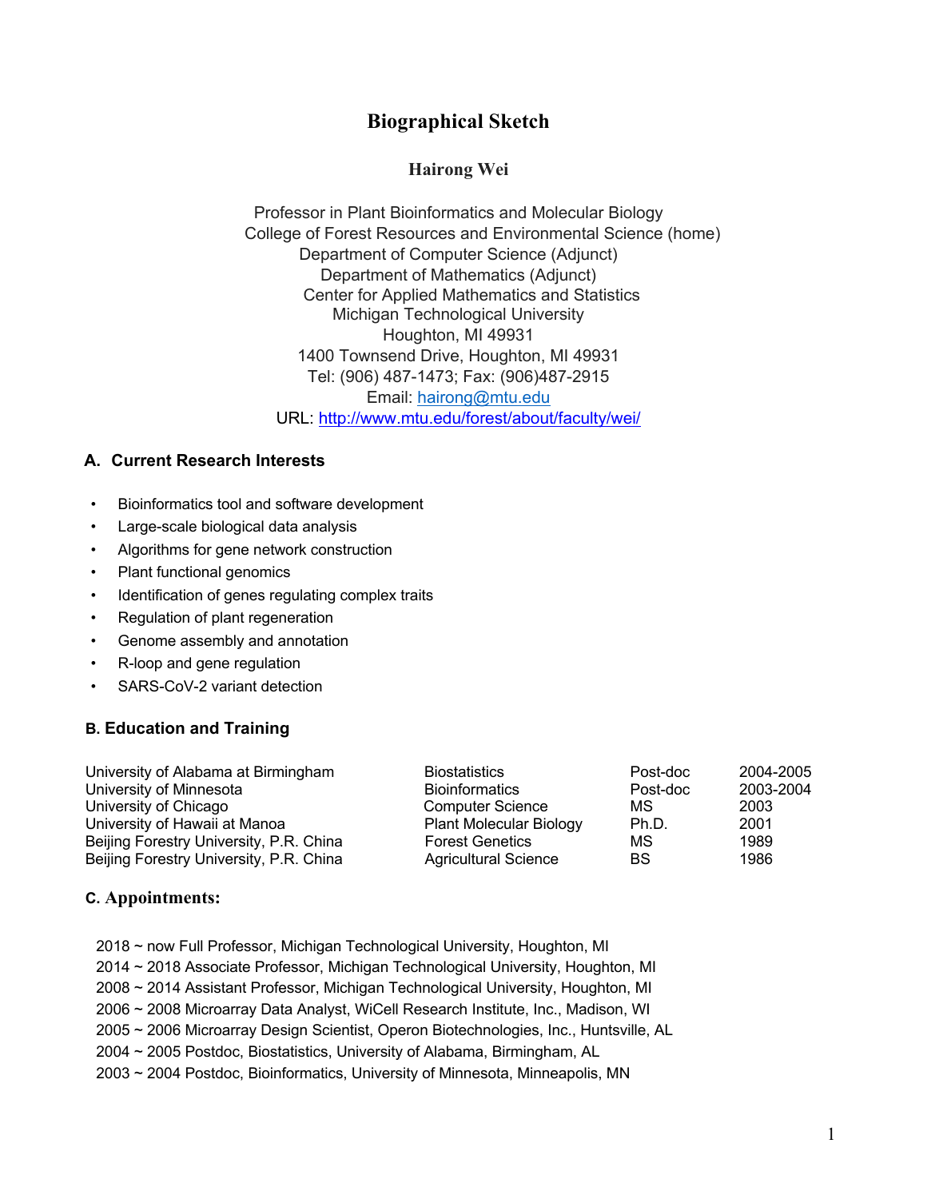# Biographical Sketch

## Hairong Wei

Professor in Plant Bioinformatics and Molecular Biology
College of Forest Resources and Environmental Science (home)
Department of Computer Science (Adjunct)
Department of Mathematics (Adjunct)
Center for Applied Mathematics and Statistics
Michigan Technological University
Houghton, MI 49931
1400 Townsend Drive, Houghton, MI 49931
Tel: (906) 487-1473; Fax: (906)487-2915
Email: [hairong@mtu.edu](mailto:hairong@mtu.edu)
URL: [http://www.mtu.edu/forest/about/faculty/wei/](http://www.mtu.edu/forest/about/faculty/wei/)

### A. Current Research Interests

- Bioinformatics tool and software development
- Large-scale biological data analysis
- Algorithms for gene network construction
- Plant functional genomics
- Identification of genes regulating complex traits
- Regulation of plant regeneration
- Genome assembly and annotation
- R-loop and gene regulation
- SARS-CoV-2 variant detection

### B. Education and Training

| Institution | Field | Degree | Year |
|---|---|---|---|
| University of Alabama at Birmingham | Biostatistics | Post-doc | 2004-2005 |
| University of Minnesota | Bioinformatics | Post-doc | 2003-2004 |
| University of Chicago | Computer Science | MS | 2003 |
| University of Hawaii at Manoa | Plant Molecular Biology | Ph.D. | 2001 |
| Beijing Forestry University, P.R. China | Forest Genetics | MS | 1989 |
| Beijing Forestry University, P.R. China | Agricultural Science | BS | 1986 |

### C. Appointments:

2018 ~ now Full Professor, Michigan Technological University, Houghton, MI
2014 ~ 2018 Associate Professor, Michigan Technological University, Houghton, MI
2008 ~ 2014 Assistant Professor, Michigan Technological University, Houghton, MI
2006 ~ 2008 Microarray Data Analyst, WiCell Research Institute, Inc., Madison, WI
2005 ~ 2006 Microarray Design Scientist, Operon Biotechnologies, Inc., Huntsville, AL
2004 ~ 2005 Postdoc, Biostatistics, University of Alabama, Birmingham, AL
2003 ~ 2004 Postdoc, Bioinformatics, University of Minnesota, Minneapolis, MN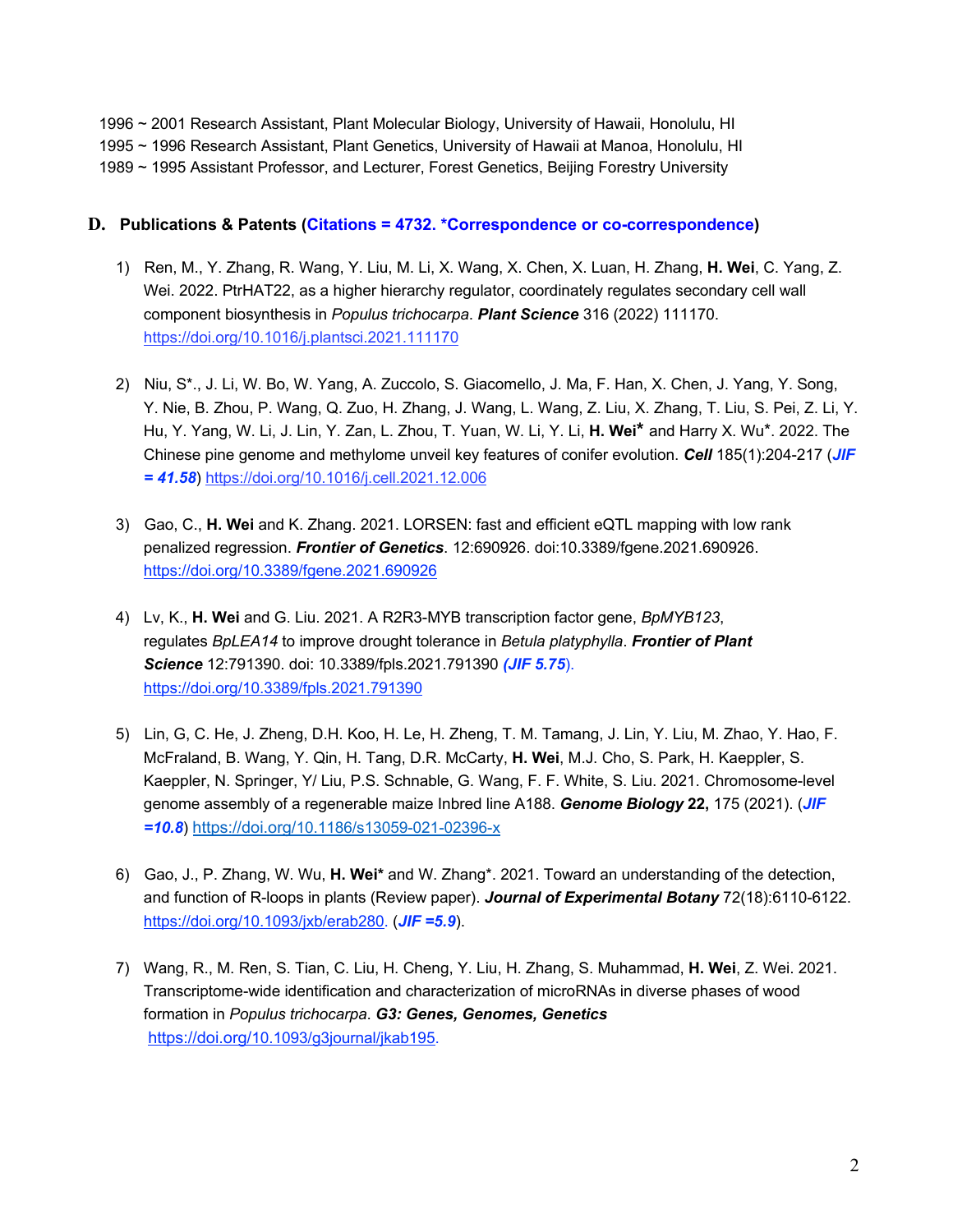1996 ~ 2001 Research Assistant, Plant Molecular Biology, University of Hawaii, Honolulu, HI
1995 ~ 1996 Research Assistant, Plant Genetics, University of Hawaii at Manoa, Honolulu, HI
1989 ~ 1995 Assistant Professor, and Lecturer, Forest Genetics, Beijing Forestry University

## D. Publications & Patents (Citations = 4732. *Correspondence or co-correspondence)

1) Ren, M., Y. Zhang, R. Wang, Y. Liu, M. Li, X. Wang, X. Chen, X. Luan, H. Zhang, **H. Wei**, C. Yang, Z. Wei. 2022. PtrHAT22, as a higher hierarchy regulator, coordinately regulates secondary cell wall component biosynthesis in *Populus trichocarpa*. ***Plant Science*** 316 (2022) 111170. https://doi.org/10.1016/j.plantsci.2021.111170

2) Niu, S*., J. Li, W. Bo, W. Yang, A. Zuccolo, S. Giacomello, J. Ma, F. Han, X. Chen, J. Yang, Y. Song, Y. Nie, B. Zhou, P. Wang, Q. Zuo, H. Zhang, J. Wang, L. Wang, Z. Liu, X. Zhang, T. Liu, S. Pei, Z. Li, Y. Hu, Y. Yang, W. Li, J. Lin, Y. Zan, L. Zhou, T. Yuan, W. Li, Y. Li, **H. Wei*** and Harry X. Wu*. 2022. The Chinese pine genome and methylome unveil key features of conifer evolution. ***Cell*** 185(1):204-217 (***JIF = 41.58***) https://doi.org/10.1016/j.cell.2021.12.006

3) Gao, C., **H. Wei** and K. Zhang. 2021. LORSEN: fast and efficient eQTL mapping with low rank penalized regression. ***Frontier of Genetics***. 12:690926. doi:10.3389/fgene.2021.690926. https://doi.org/10.3389/fgene.2021.690926

4) Lv, K., **H. Wei** and G. Liu. 2021. A R2R3-MYB transcription factor gene, *BpMYB123*, regulates *BpLEA14* to improve drought tolerance in *Betula platyphylla*. ***Frontier of Plant Science*** 12:791390. doi: 10.3389/fpls.2021.791390 (***JIF 5.75***). https://doi.org/10.3389/fpls.2021.791390

5) Lin, G, C. He, J. Zheng, D.H. Koo, H. Le, H. Zheng, T. M. Tamang, J. Lin, Y. Liu, M. Zhao, Y. Hao, F. McFraland, B. Wang, Y. Qin, H. Tang, D.R. McCarty, **H. Wei**, M.J. Cho, S. Park, H. Kaeppler, S. Kaeppler, N. Springer, Y/ Liu, P.S. Schnable, G. Wang, F. F. White, S. Liu. 2021. Chromosome-level genome assembly of a regenerable maize Inbred line A188. ***Genome Biology*** **22,** 175 (2021). (***JIF =10.8***) https://doi.org/10.1186/s13059-021-02396-x

6) Gao, J., P. Zhang, W. Wu, **H. Wei*** and W. Zhang*. 2021. Toward an understanding of the detection, and function of R-loops in plants (Review paper). ***Journal of Experimental Botany*** 72(18):6110-6122. https://doi.org/10.1093/jxb/erab280. (***JIF =5.9***).

7) Wang, R., M. Ren, S. Tian, C. Liu, H. Cheng, Y. Liu, H. Zhang, S. Muhammad, **H. Wei**, Z. Wei. 2021. Transcriptome-wide identification and characterization of microRNAs in diverse phases of wood formation in *Populus trichocarpa*. ***G3: Genes, Genomes, Genetics*** https://doi.org/10.1093/g3journal/jkab195.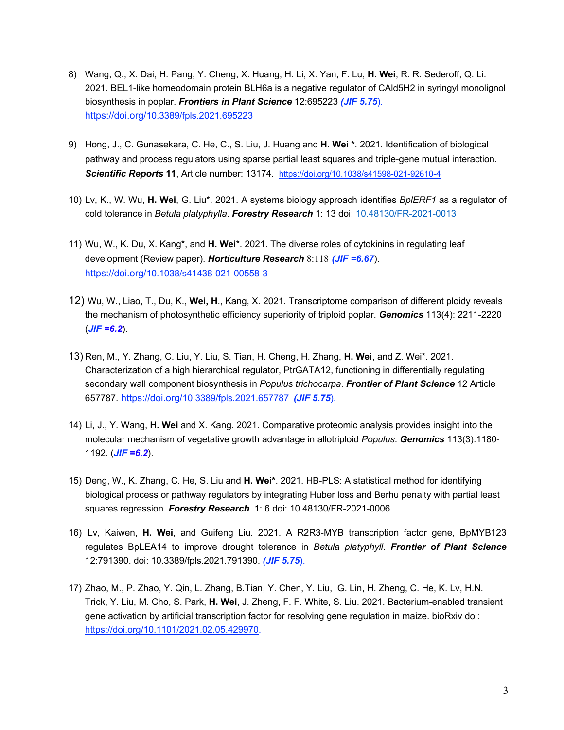8) Wang, Q., X. Dai, H. Pang, Y. Cheng, X. Huang, H. Li, X. Yan, F. Lu, **H. Wei**, R. R. Sederoff, Q. Li. 2021. BEL1-like homeodomain protein BLH6a is a negative regulator of CAld5H2 in syringyl monolignol biosynthesis in poplar. ***Frontiers in Plant Science*** 12:695223 ***(JIF 5.75)***. https://doi.org/10.3389/fpls.2021.695223

9) Hong, J., C. Gunasekara, C. He, C., S. Liu, J. Huang and **H. Wei** *. 2021. Identification of biological pathway and process regulators using sparse partial least squares and triple-gene mutual interaction. ***Scientific Reports*** **11**, Article number: 13174. https://doi.org/10.1038/s41598-021-92610-4

10) Lv, K., W. Wu, **H. Wei**, G. Liu*. 2021. A systems biology approach identifies *BplERF1* as a regulator of cold tolerance in *Betula platyphylla*. ***Forestry Research*** 1: 13 doi: 10.48130/FR-2021-0013

11) Wu, W., K. Du, X. Kang*, and **H. Wei***. 2021. The diverse roles of cytokinins in regulating leaf development (Review paper). ***Horticulture Research*** 8:118 ***(JIF =6.67)***. https://doi.org/10.1038/s41438-021-00558-3

12) Wu, W., Liao, T., Du, K., **Wei, H.**, Kang, X. 2021. Transcriptome comparison of different ploidy reveals the mechanism of photosynthetic efficiency superiority of triploid poplar. ***Genomics*** 113(4): 2211-2220 (***JIF =6.2***).

13) Ren, M., Y. Zhang, C. Liu, Y. Liu, S. Tian, H. Cheng, H. Zhang, **H. Wei**, and Z. Wei*. 2021. Characterization of a high hierarchical regulator, PtrGATA12, functioning in differentially regulating secondary wall component biosynthesis in *Populus trichocarpa*. ***Frontier of Plant Science*** 12 Article 657787. https://doi.org/10.3389/fpls.2021.657787 ***(JIF 5.75)***.

14) Li, J., Y. Wang, **H. Wei** and X. Kang. 2021. Comparative proteomic analysis provides insight into the molecular mechanism of vegetative growth advantage in allotriploid *Populus*. ***Genomics*** 113(3):1180-1192. (***JIF =6.2***).

15) Deng, W., K. Zhang, C. He, S. Liu and **H. Wei***. 2021. HB-PLS: A statistical method for identifying biological process or pathway regulators by integrating Huber loss and Berhu penalty with partial least squares regression. ***Forestry Research***. 1: 6 doi: 10.48130/FR-2021-0006.

16) Lv, Kaiwen, **H. Wei**, and Guifeng Liu. 2021. A R2R3-MYB transcription factor gene, BpMYB123 regulates BpLEA14 to improve drought tolerance in *Betula platyphyll*. ***Frontier of Plant Science*** 12:791390. doi: 10.3389/fpls.2021.791390. ***(JIF 5.75)***.

17) Zhao, M., P. Zhao, Y. Qin, L. Zhang, B.Tian, Y. Chen, Y. Liu, G. Lin, H. Zheng, C. He, K. Lv, H.N. Trick, Y. Liu, M. Cho, S. Park, **H. Wei**, J. Zheng, F. F. White, S. Liu. 2021. Bacterium-enabled transient gene activation by artificial transcription factor for resolving gene regulation in maize. bioRxiv doi: https://doi.org/10.1101/2021.02.05.429970.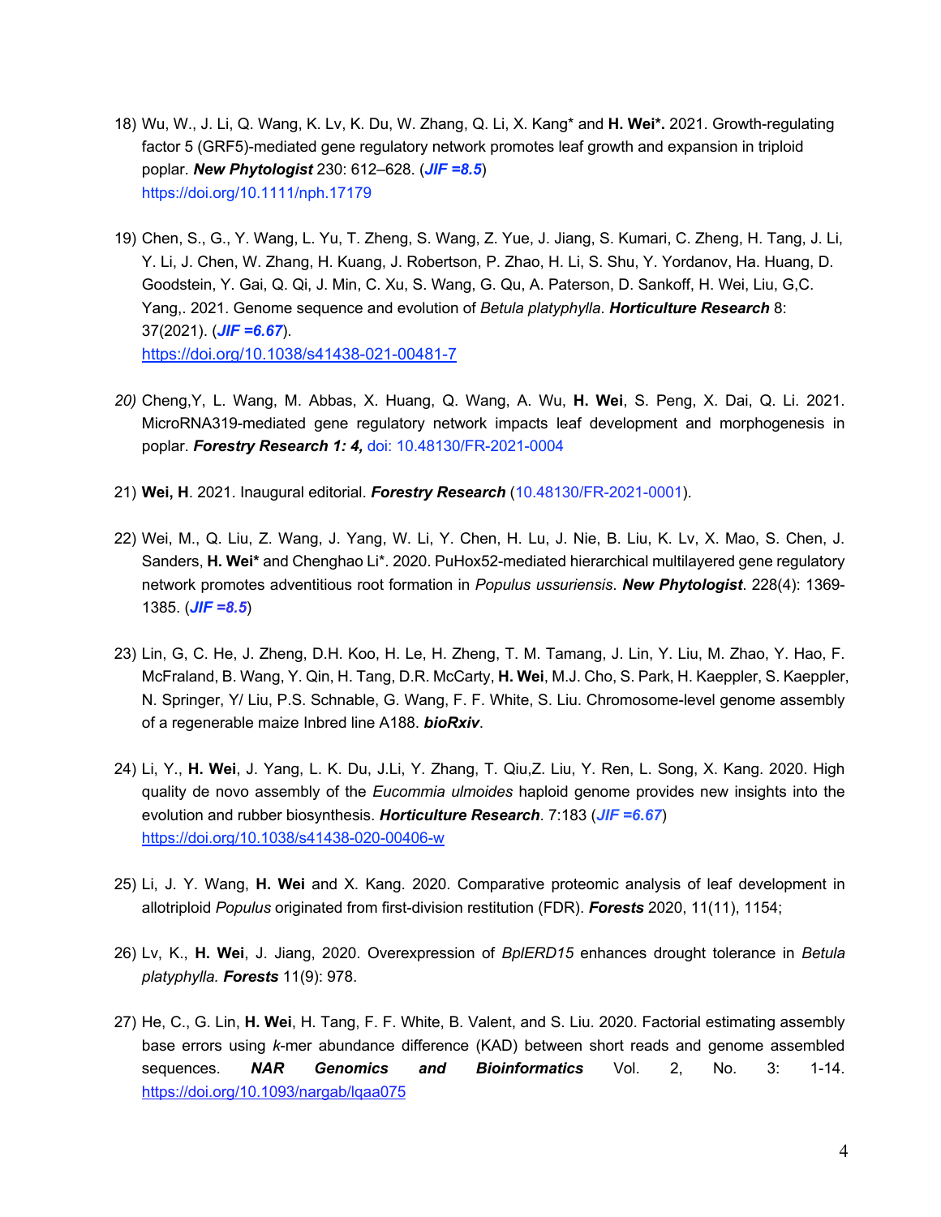18) Wu, W., J. Li, Q. Wang, K. Lv, K. Du, W. Zhang, Q. Li, X. Kang* and **H. Wei***. 2021. Growth-regulating factor 5 (GRF5)-mediated gene regulatory network promotes leaf growth and expansion in triploid poplar. ***New Phytologist*** 230: 612–628. (***JIF =8.5***) https://doi.org/10.1111/nph.17179

19) Chen, S., G., Y. Wang, L. Yu, T. Zheng, S. Wang, Z. Yue, J. Jiang, S. Kumari, C. Zheng, H. Tang, J. Li, Y. Li, J. Chen, W. Zhang, H. Kuang, J. Robertson, P. Zhao, H. Li, S. Shu, Y. Yordanov, Ha. Huang, D. Goodstein, Y. Gai, Q. Qi, J. Min, C. Xu, S. Wang, G. Qu, A. Paterson, D. Sankoff, H. Wei, Liu, G,C. Yang,. 2021. Genome sequence and evolution of *Betula platyphylla*. ***Horticulture Research*** 8: 37(2021). (***JIF =6.67***). https://doi.org/10.1038/s41438-021-00481-7

20) Cheng,Y, L. Wang, M. Abbas, X. Huang, Q. Wang, A. Wu, **H. Wei**, S. Peng, X. Dai, Q. Li. 2021. MicroRNA319-mediated gene regulatory network impacts leaf development and morphogenesis in poplar. ***Forestry Research 1: 4,*** doi: 10.48130/FR-2021-0004

21) **Wei, H**. 2021. Inaugural editorial. ***Forestry Research*** (10.48130/FR-2021-0001).

22) Wei, M., Q. Liu, Z. Wang, J. Yang, W. Li, Y. Chen, H. Lu, J. Nie, B. Liu, K. Lv, X. Mao, S. Chen, J. Sanders, **H. Wei*** and Chenghao Li*. 2020. PuHox52-mediated hierarchical multilayered gene regulatory network promotes adventitious root formation in *Populus ussuriensis*. ***New Phytologist***. 228(4): 1369-1385. (***JIF =8.5***)

23) Lin, G, C. He, J. Zheng, D.H. Koo, H. Le, H. Zheng, T. M. Tamang, J. Lin, Y. Liu, M. Zhao, Y. Hao, F. McFraland, B. Wang, Y. Qin, H. Tang, D.R. McCarty, **H. Wei**, M.J. Cho, S. Park, H. Kaeppler, S. Kaeppler, N. Springer, Y/ Liu, P.S. Schnable, G. Wang, F. F. White, S. Liu. Chromosome-level genome assembly of a regenerable maize Inbred line A188. ***bioRxiv***.

24) Li, Y., **H. Wei**, J. Yang, L. K. Du, J.Li, Y. Zhang, T. Qiu,Z. Liu, Y. Ren, L. Song, X. Kang. 2020. High quality de novo assembly of the *Eucommia ulmoides* haploid genome provides new insights into the evolution and rubber biosynthesis. ***Horticulture Research***. 7:183 (***JIF =6.67***) https://doi.org/10.1038/s41438-020-00406-w

25) Li, J. Y. Wang, **H. Wei** and X. Kang. 2020. Comparative proteomic analysis of leaf development in allotriploid *Populus* originated from first-division restitution (FDR). ***Forests*** 2020, 11(11), 1154;

26) Lv, K., **H. Wei**, J. Jiang, 2020. Overexpression of *BplERD15* enhances drought tolerance in *Betula platyphylla. **Forests*** 11(9): 978.

27) He, C., G. Lin, **H. Wei**, H. Tang, F. F. White, B. Valent, and S. Liu. 2020. Factorial estimating assembly base errors using *k*-mer abundance difference (KAD) between short reads and genome assembled sequences. ***NAR Genomics and Bioinformatics*** Vol. 2, No. 3: 1-14. https://doi.org/10.1093/nargab/lqaa075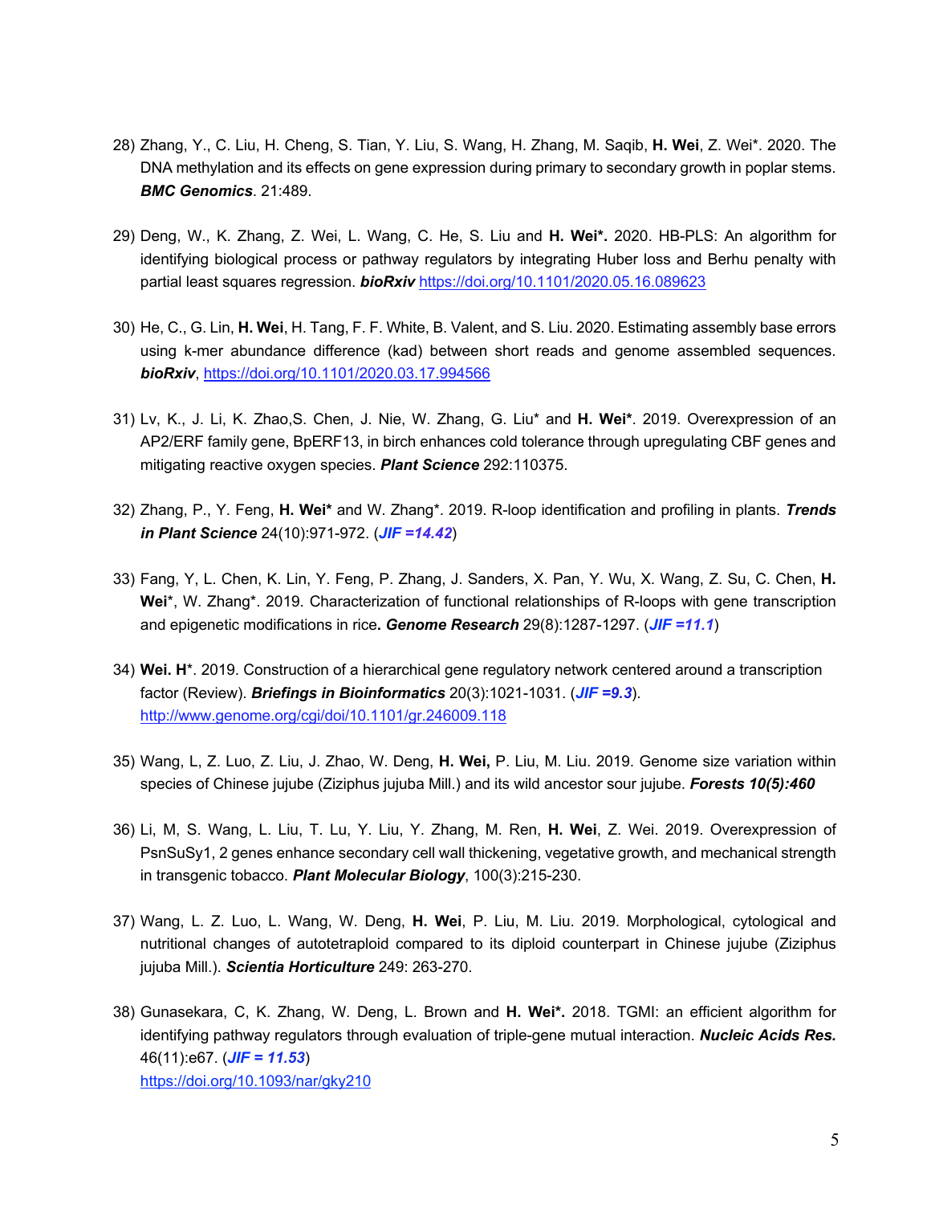28) Zhang, Y., C. Liu, H. Cheng, S. Tian, Y. Liu, S. Wang, H. Zhang, M. Saqib, **H. Wei**, Z. Wei*. 2020. The DNA methylation and its effects on gene expression during primary to secondary growth in poplar stems. ***BMC Genomics***. 21:489.

29) Deng, W., K. Zhang, Z. Wei, L. Wang, C. He, S. Liu and **H. Wei*.** 2020. HB-PLS: An algorithm for identifying biological process or pathway regulators by integrating Huber loss and Berhu penalty with partial least squares regression. ***bioRxiv*** https://doi.org/10.1101/2020.05.16.089623

30) He, C., G. Lin, **H. Wei**, H. Tang, F. F. White, B. Valent, and S. Liu. 2020. Estimating assembly base errors using k-mer abundance difference (kad) between short reads and genome assembled sequences. ***bioRxiv***, https://doi.org/10.1101/2020.03.17.994566

31) Lv, K., J. Li, K. Zhao,S. Chen, J. Nie, W. Zhang, G. Liu* and **H. Wei***. 2019. Overexpression of an AP2/ERF family gene, BpERF13, in birch enhances cold tolerance through upregulating CBF genes and mitigating reactive oxygen species. ***Plant Science*** 292:110375.

32) Zhang, P., Y. Feng, **H. Wei*** and W. Zhang*. 2019. R-loop identification and profiling in plants. ***Trends in Plant Science*** 24(10):971-972. (***JIF =14.42***)

33) Fang, Y, L. Chen, K. Lin, Y. Feng, P. Zhang, J. Sanders, X. Pan, Y. Wu, X. Wang, Z. Su, C. Chen, **H. Wei***, W. Zhang*. 2019. Characterization of functional relationships of R-loops with gene transcription and epigenetic modifications in rice**.** ***Genome Research*** 29(8):1287-1297. (***JIF =11.1***)

34) **Wei. H***. 2019. Construction of a hierarchical gene regulatory network centered around a transcription factor (Review). ***Briefings in Bioinformatics*** 20(3):1021-1031. (***JIF =9.3***). http://www.genome.org/cgi/doi/10.1101/gr.246009.118

35) Wang, L, Z. Luo, Z. Liu, J. Zhao, W. Deng, **H. Wei,** P. Liu, M. Liu. 2019. Genome size variation within species of Chinese jujube (Ziziphus jujuba Mill.) and its wild ancestor sour jujube. ***Forests 10(5):460***

36) Li, M, S. Wang, L. Liu, T. Lu, Y. Liu, Y. Zhang, M. Ren, **H. Wei**, Z. Wei. 2019. Overexpression of PsnSuSy1, 2 genes enhance secondary cell wall thickening, vegetative growth, and mechanical strength in transgenic tobacco. ***Plant Molecular Biology***, 100(3):215-230.

37) Wang, L. Z. Luo, L. Wang, W. Deng, **H. Wei**, P. Liu, M. Liu. 2019. Morphological, cytological and nutritional changes of autotetraploid compared to its diploid counterpart in Chinese jujube (Ziziphus jujuba Mill.). ***Scientia Horticulture*** 249: 263-270.

38) Gunasekara, C, K. Zhang, W. Deng, L. Brown and **H. Wei*.** 2018. TGMI: an efficient algorithm for identifying pathway regulators through evaluation of triple-gene mutual interaction. ***Nucleic Acids Res.*** 46(11):e67. (***JIF = 11.53***) https://doi.org/10.1093/nar/gky210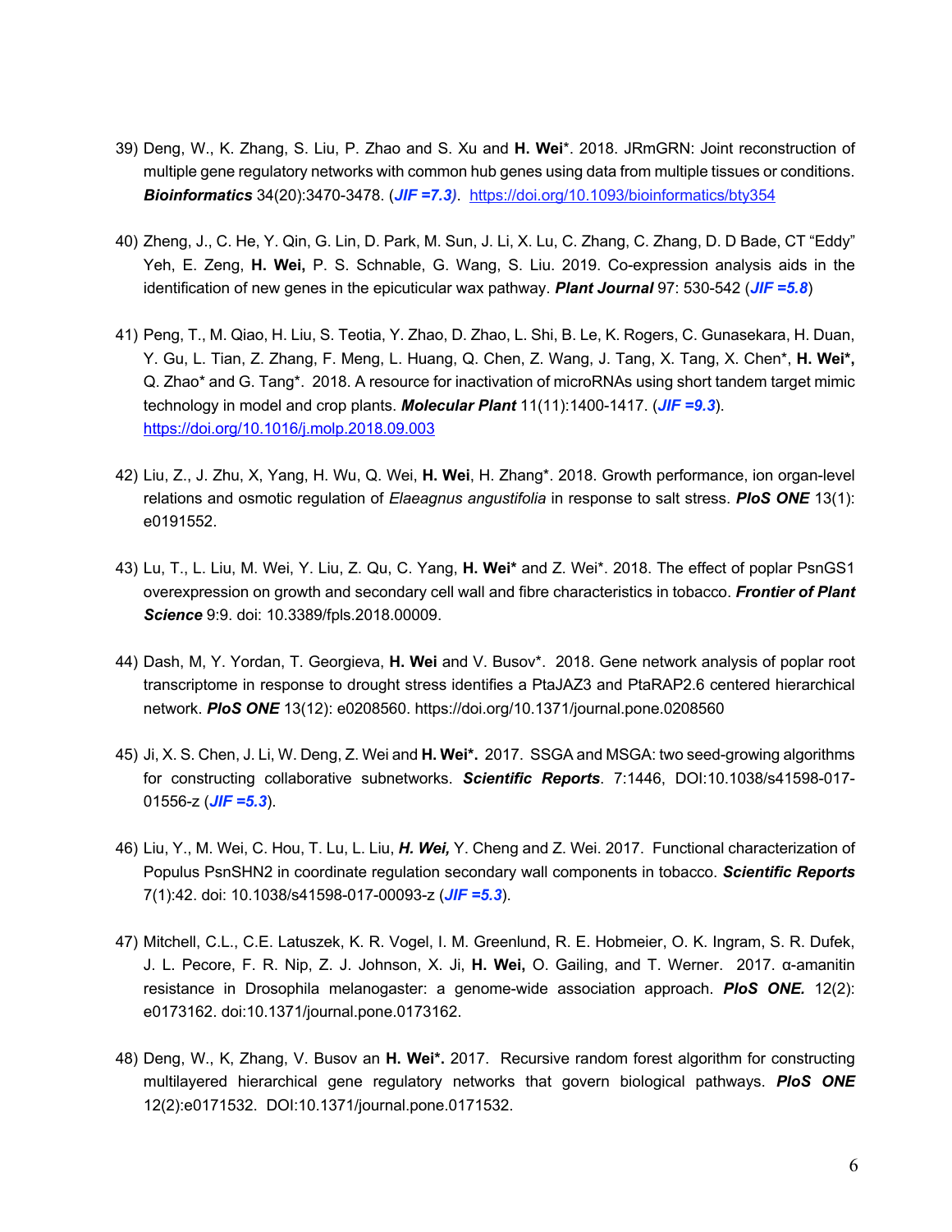39) Deng, W., K. Zhang, S. Liu, P. Zhao and S. Xu and **H. Wei**\*. 2018. JRmGRN: Joint reconstruction of multiple gene regulatory networks with common hub genes using data from multiple tissues or conditions. ***Bioinformatics*** 34(20):3470-3478. (***JIF =7.3)***. https://doi.org/10.1093/bioinformatics/bty354

40) Zheng, J., C. He, Y. Qin, G. Lin, D. Park, M. Sun, J. Li, X. Lu, C. Zhang, C. Zhang, D. D Bade, CT "Eddy" Yeh, E. Zeng, **H. Wei,** P. S. Schnable, G. Wang, S. Liu. 2019. Co-expression analysis aids in the identification of new genes in the epicuticular wax pathway. ***Plant Journal*** 97: 530-542 (***JIF =5.8***)

41) Peng, T., M. Qiao, H. Liu, S. Teotia, Y. Zhao, D. Zhao, L. Shi, B. Le, K. Rogers, C. Gunasekara, H. Duan, Y. Gu, L. Tian, Z. Zhang, F. Meng, L. Huang, Q. Chen, Z. Wang, J. Tang, X. Tang, X. Chen\*, **H. Wei\*,** Q. Zhao\* and G. Tang\*. 2018. A resource for inactivation of microRNAs using short tandem target mimic technology in model and crop plants. ***Molecular Plant*** 11(11):1400-1417. (***JIF =9.3***). https://doi.org/10.1016/j.molp.2018.09.003

42) Liu, Z., J. Zhu, X, Yang, H. Wu, Q. Wei, **H. Wei**, H. Zhang\*. 2018. Growth performance, ion organ-level relations and osmotic regulation of *Elaeagnus angustifolia* in response to salt stress. ***PloS ONE*** 13(1): e0191552.

43) Lu, T., L. Liu, M. Wei, Y. Liu, Z. Qu, C. Yang, **H. Wei\*** and Z. Wei\*. 2018. The effect of poplar PsnGS1 overexpression on growth and secondary cell wall and fibre characteristics in tobacco. ***Frontier of Plant Science*** 9:9. doi: 10.3389/fpls.2018.00009.

44) Dash, M, Y. Yordan, T. Georgieva, **H. Wei** and V. Busov\*. 2018. Gene network analysis of poplar root transcriptome in response to drought stress identifies a PtaJAZ3 and PtaRAP2.6 centered hierarchical network. ***PloS ONE*** 13(12): e0208560. https://doi.org/10.1371/journal.pone.0208560

45) Ji, X. S. Chen, J. Li, W. Deng, Z. Wei and **H. Wei\*.** 2017. SSGA and MSGA: two seed-growing algorithms for constructing collaborative subnetworks. ***Scientific Reports***. 7:1446, DOI:10.1038/s41598-017-01556-z (***JIF =5.3***).

46) Liu, Y., M. Wei, C. Hou, T. Lu, L. Liu, ***H. Wei,*** Y. Cheng and Z. Wei. 2017. Functional characterization of Populus PsnSHN2 in coordinate regulation secondary wall components in tobacco. ***Scientific Reports*** 7(1):42. doi: 10.1038/s41598-017-00093-z (***JIF =5.3***).

47) Mitchell, C.L., C.E. Latuszek, K. R. Vogel, I. M. Greenlund, R. E. Hobmeier, O. K. Ingram, S. R. Dufek, J. L. Pecore, F. R. Nip, Z. J. Johnson, X. Ji, **H. Wei,** O. Gailing, and T. Werner. 2017. α-amanitin resistance in Drosophila melanogaster: a genome-wide association approach. ***PloS ONE.*** 12(2): e0173162. doi:10.1371/journal.pone.0173162.

48) Deng, W., K, Zhang, V. Busov an **H. Wei\*.** 2017. Recursive random forest algorithm for constructing multilayered hierarchical gene regulatory networks that govern biological pathways. ***PloS ONE*** 12(2):e0171532. DOI:10.1371/journal.pone.0171532.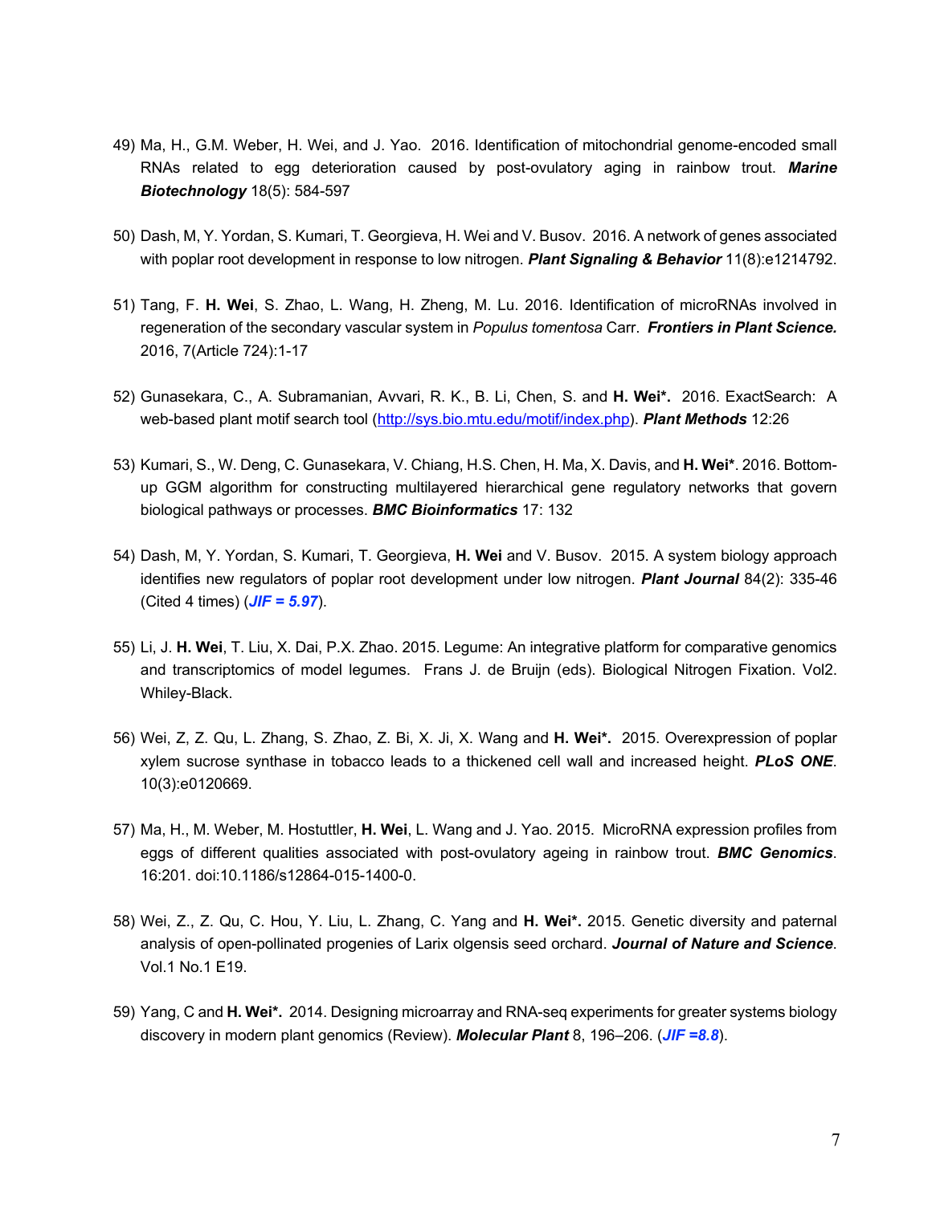49) Ma, H., G.M. Weber, H. Wei, and J. Yao. 2016. Identification of mitochondrial genome-encoded small RNAs related to egg deterioration caused by post-ovulatory aging in rainbow trout. ***Marine Biotechnology*** 18(5): 584-597

50) Dash, M, Y. Yordan, S. Kumari, T. Georgieva, H. Wei and V. Busov. 2016. A network of genes associated with poplar root development in response to low nitrogen. ***Plant Signaling & Behavior*** 11(8):e1214792.

51) Tang, F. **H. Wei**, S. Zhao, L. Wang, H. Zheng, M. Lu. 2016. Identification of microRNAs involved in regeneration of the secondary vascular system in *Populus tomentosa* Carr. ***Frontiers in Plant Science.*** 2016, 7(Article 724):1-17

52) Gunasekara, C., A. Subramanian, Avvari, R. K., B. Li, Chen, S. and **H. Wei\*.** 2016. ExactSearch: A web-based plant motif search tool (http://sys.bio.mtu.edu/motif/index.php). ***Plant Methods*** 12:26

53) Kumari, S., W. Deng, C. Gunasekara, V. Chiang, H.S. Chen, H. Ma, X. Davis, and **H. Wei\***. 2016. Bottom-up GGM algorithm for constructing multilayered hierarchical gene regulatory networks that govern biological pathways or processes. ***BMC Bioinformatics*** 17: 132

54) Dash, M, Y. Yordan, S. Kumari, T. Georgieva, **H. Wei** and V. Busov. 2015. A system biology approach identifies new regulators of poplar root development under low nitrogen. ***Plant Journal*** 84(2): 335-46 (Cited 4 times) (***JIF = 5.97***).

55) Li, J. **H. Wei**, T. Liu, X. Dai, P.X. Zhao. 2015. Legume: An integrative platform for comparative genomics and transcriptomics of model legumes. Frans J. de Bruijn (eds). Biological Nitrogen Fixation. Vol2. Whiley-Black.

56) Wei, Z, Z. Qu, L. Zhang, S. Zhao, Z. Bi, X. Ji, X. Wang and **H. Wei\*.** 2015. Overexpression of poplar xylem sucrose synthase in tobacco leads to a thickened cell wall and increased height. ***PLoS ONE***. 10(3):e0120669.

57) Ma, H., M. Weber, M. Hostuttler, **H. Wei**, L. Wang and J. Yao. 2015. MicroRNA expression profiles from eggs of different qualities associated with post-ovulatory ageing in rainbow trout. ***BMC Genomics***. 16:201. doi:10.1186/s12864-015-1400-0.

58) Wei, Z., Z. Qu, C. Hou, Y. Liu, L. Zhang, C. Yang and **H. Wei\*.** 2015. Genetic diversity and paternal analysis of open-pollinated progenies of Larix olgensis seed orchard. ***Journal of Nature and Science***. Vol.1 No.1 E19.

59) Yang, C and **H. Wei\*.** 2014. Designing microarray and RNA-seq experiments for greater systems biology discovery in modern plant genomics (Review). ***Molecular Plant*** 8, 196–206. (***JIF =8.8***).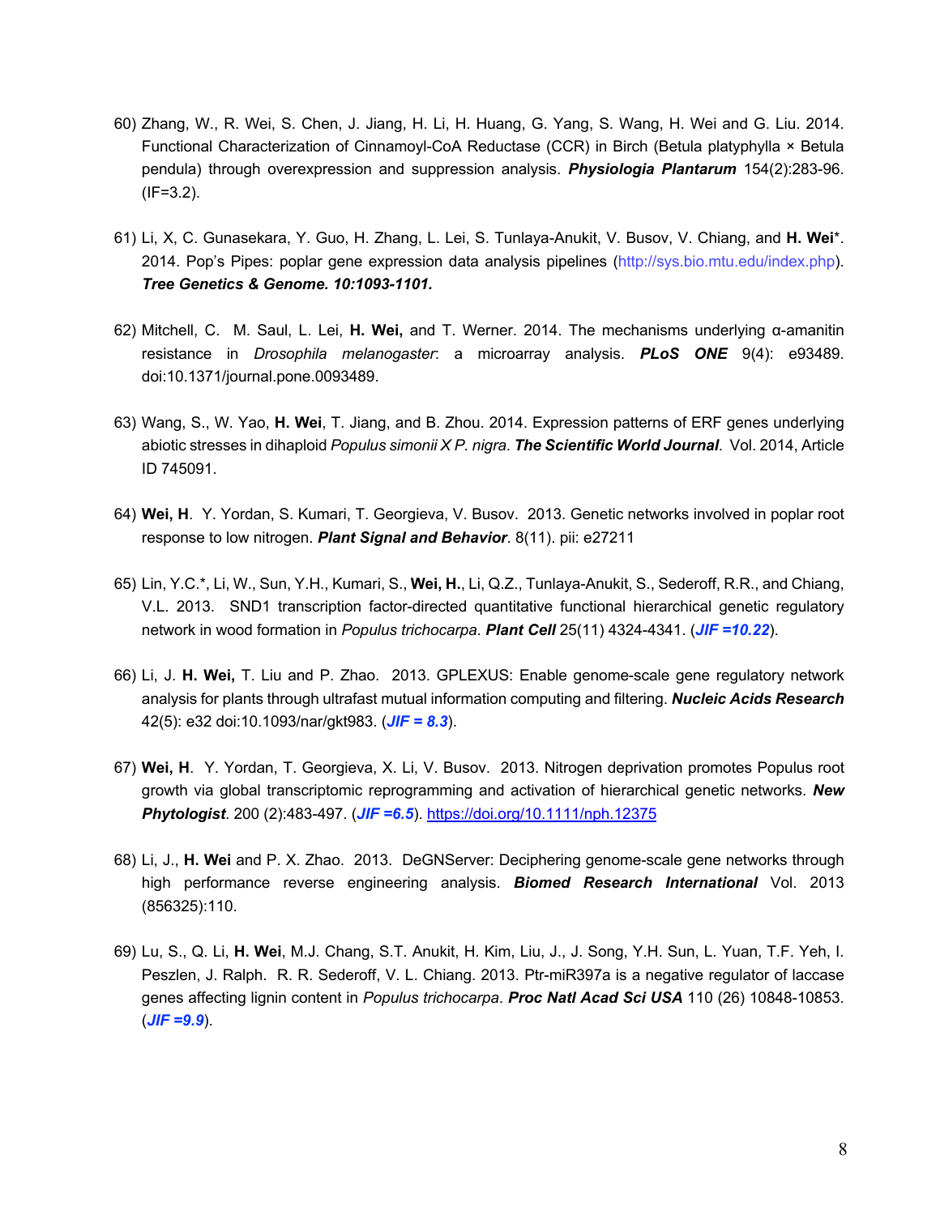60) Zhang, W., R. Wei, S. Chen, J. Jiang, H. Li, H. Huang, G. Yang, S. Wang, H. Wei and G. Liu. 2014. Functional Characterization of Cinnamoyl-CoA Reductase (CCR) in Birch (Betula platyphylla × Betula pendula) through overexpression and suppression analysis. ***Physiologia Plantarum*** 154(2):283-96. (IF=3.2).

61) Li, X, C. Gunasekara, Y. Guo, H. Zhang, L. Lei, S. Tunlaya-Anukit, V. Busov, V. Chiang, and **H. Wei***. 2014. Pop's Pipes: poplar gene expression data analysis pipelines (http://sys.bio.mtu.edu/index.php). ***Tree Genetics & Genome. 10:1093-1101.***

62) Mitchell, C. M. Saul, L. Lei, **H. Wei,** and T. Werner. 2014. The mechanisms underlying α-amanitin resistance in *Drosophila melanogaster*: a microarray analysis. ***PLoS ONE*** 9(4): e93489. doi:10.1371/journal.pone.0093489.

63) Wang, S., W. Yao, **H. Wei**, T. Jiang, and B. Zhou. 2014. Expression patterns of ERF genes underlying abiotic stresses in dihaploid *Populus simonii X P. nigra*. ***The Scientific World Journal***. Vol. 2014, Article ID 745091.

64) **Wei, H**. Y. Yordan, S. Kumari, T. Georgieva, V. Busov. 2013. Genetic networks involved in poplar root response to low nitrogen. ***Plant Signal and Behavior***. 8(11). pii: e27211

65) Lin, Y.C.*, Li, W., Sun, Y.H., Kumari, S., **Wei, H.**, Li, Q.Z., Tunlaya-Anukit, S., Sederoff, R.R., and Chiang, V.L. 2013. SND1 transcription factor-directed quantitative functional hierarchical genetic regulatory network in wood formation in *Populus trichocarpa*. ***Plant Cell*** 25(11) 4324-4341. (***JIF =10.22***).

66) Li, J. **H. Wei,** T. Liu and P. Zhao. 2013. GPLEXUS: Enable genome-scale gene regulatory network analysis for plants through ultrafast mutual information computing and filtering. ***Nucleic Acids Research*** 42(5): e32 doi:10.1093/nar/gkt983. (***JIF = 8.3***).

67) **Wei, H**. Y. Yordan, T. Georgieva, X. Li, V. Busov. 2013. Nitrogen deprivation promotes Populus root growth via global transcriptomic reprogramming and activation of hierarchical genetic networks. ***New Phytologist***. 200 (2):483-497. (***JIF =6.5***). https://doi.org/10.1111/nph.12375

68) Li, J., **H. Wei** and P. X. Zhao. 2013. DeGNServer: Deciphering genome-scale gene networks through high performance reverse engineering analysis. ***Biomed Research International*** Vol. 2013 (856325):110.

69) Lu, S., Q. Li, **H. Wei**, M.J. Chang, S.T. Anukit, H. Kim, Liu, J., J. Song, Y.H. Sun, L. Yuan, T.F. Yeh, I. Peszlen, J. Ralph. R. R. Sederoff, V. L. Chiang. 2013. Ptr-miR397a is a negative regulator of laccase genes affecting lignin content in *Populus trichocarpa*. ***Proc Natl Acad Sci USA*** 110 (26) 10848-10853. (***JIF =9.9***).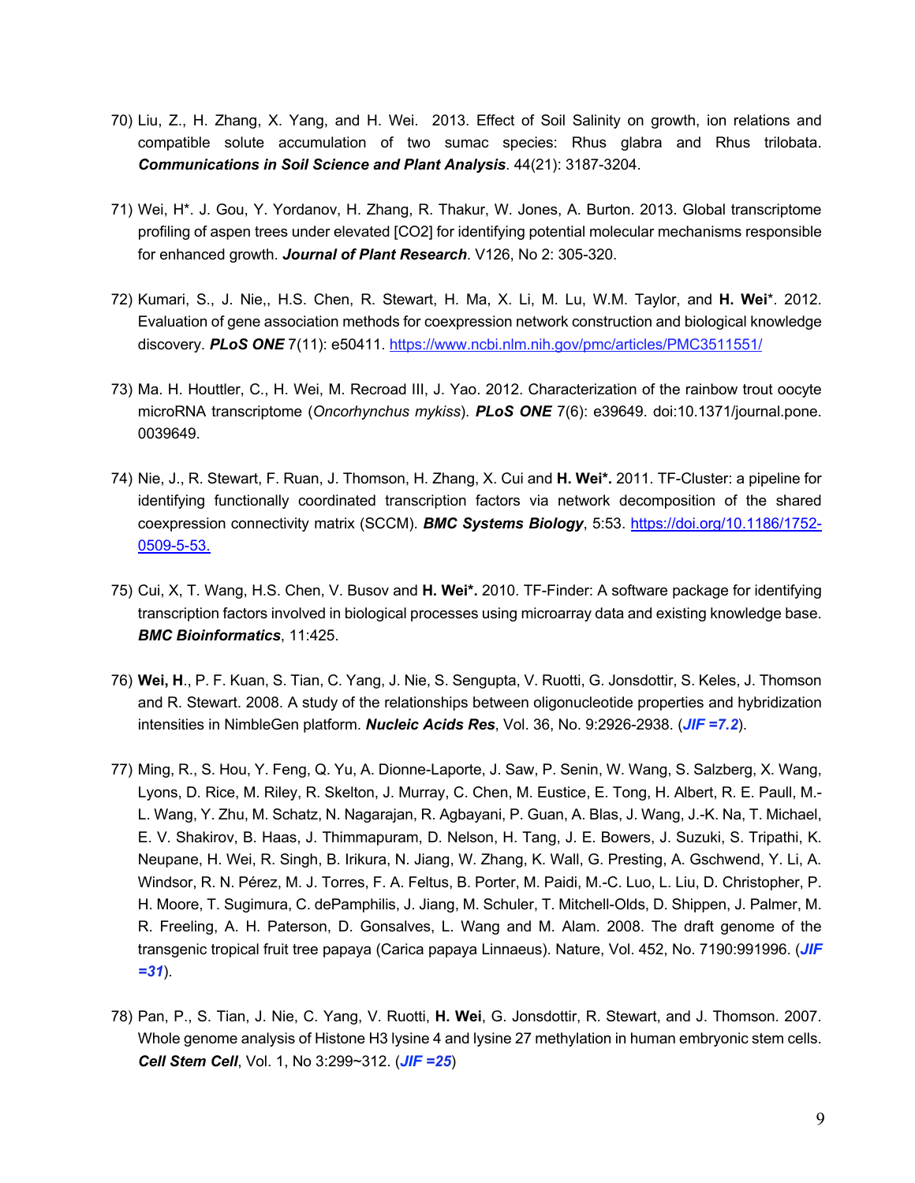70) Liu, Z., H. Zhang, X. Yang, and H. Wei. 2013. Effect of Soil Salinity on growth, ion relations and compatible solute accumulation of two sumac species: Rhus glabra and Rhus trilobata. ***Communications in Soil Science and Plant Analysis***. 44(21): 3187-3204.

71) Wei, H*. J. Gou, Y. Yordanov, H. Zhang, R. Thakur, W. Jones, A. Burton. 2013. Global transcriptome profiling of aspen trees under elevated [CO2] for identifying potential molecular mechanisms responsible for enhanced growth. ***Journal of Plant Research***. V126, No 2: 305-320.

72) Kumari, S., J. Nie,, H.S. Chen, R. Stewart, H. Ma, X. Li, M. Lu, W.M. Taylor, and **H. Wei***. 2012. Evaluation of gene association methods for coexpression network construction and biological knowledge discovery. ***PLoS ONE*** 7(11): e50411. https://www.ncbi.nlm.nih.gov/pmc/articles/PMC3511551/

73) Ma. H. Houttler, C., H. Wei, M. Recroad III, J. Yao. 2012. Characterization of the rainbow trout oocyte microRNA transcriptome (*Oncorhynchus mykiss*). ***PLoS ONE*** 7(6): e39649. doi:10.1371/journal.pone. 0039649.

74) Nie, J., R. Stewart, F. Ruan, J. Thomson, H. Zhang, X. Cui and **H. Wei*.** 2011. TF-Cluster: a pipeline for identifying functionally coordinated transcription factors via network decomposition of the shared coexpression connectivity matrix (SCCM). ***BMC Systems Biology***, 5:53. https://doi.org/10.1186/1752-0509-5-53.

75) Cui, X, T. Wang, H.S. Chen, V. Busov and **H. Wei*.** 2010. TF-Finder: A software package for identifying transcription factors involved in biological processes using microarray data and existing knowledge base. ***BMC Bioinformatics***, 11:425.

76) **Wei, H**., P. F. Kuan, S. Tian, C. Yang, J. Nie, S. Sengupta, V. Ruotti, G. Jonsdottir, S. Keles, J. Thomson and R. Stewart. 2008. A study of the relationships between oligonucleotide properties and hybridization intensities in NimbleGen platform. ***Nucleic Acids Res***, Vol. 36, No. 9:2926-2938. (***JIF =7.2***).

77) Ming, R., S. Hou, Y. Feng, Q. Yu, A. Dionne-Laporte, J. Saw, P. Senin, W. Wang, S. Salzberg, X. Wang, Lyons, D. Rice, M. Riley, R. Skelton, J. Murray, C. Chen, M. Eustice, E. Tong, H. Albert, R. E. Paull, M.-L. Wang, Y. Zhu, M. Schatz, N. Nagarajan, R. Agbayani, P. Guan, A. Blas, J. Wang, J.-K. Na, T. Michael, E. V. Shakirov, B. Haas, J. Thimmapuram, D. Nelson, H. Tang, J. E. Bowers, J. Suzuki, S. Tripathi, K. Neupane, H. Wei, R. Singh, B. Irikura, N. Jiang, W. Zhang, K. Wall, G. Presting, A. Gschwend, Y. Li, A. Windsor, R. N. Pérez, M. J. Torres, F. A. Feltus, B. Porter, M. Paidi, M.-C. Luo, L. Liu, D. Christopher, P. H. Moore, T. Sugimura, C. dePamphilis, J. Jiang, M. Schuler, T. Mitchell-Olds, D. Shippen, J. Palmer, M. R. Freeling, A. H. Paterson, D. Gonsalves, L. Wang and M. Alam. 2008. The draft genome of the transgenic tropical fruit tree papaya (Carica papaya Linnaeus). Nature, Vol. 452, No. 7190:991996. (***JIF =31***).

78) Pan, P., S. Tian, J. Nie, C. Yang, V. Ruotti, **H. Wei**, G. Jonsdottir, R. Stewart, and J. Thomson. 2007. Whole genome analysis of Histone H3 lysine 4 and lysine 27 methylation in human embryonic stem cells. ***Cell Stem Cell***, Vol. 1, No 3:299~312. (***JIF =25***)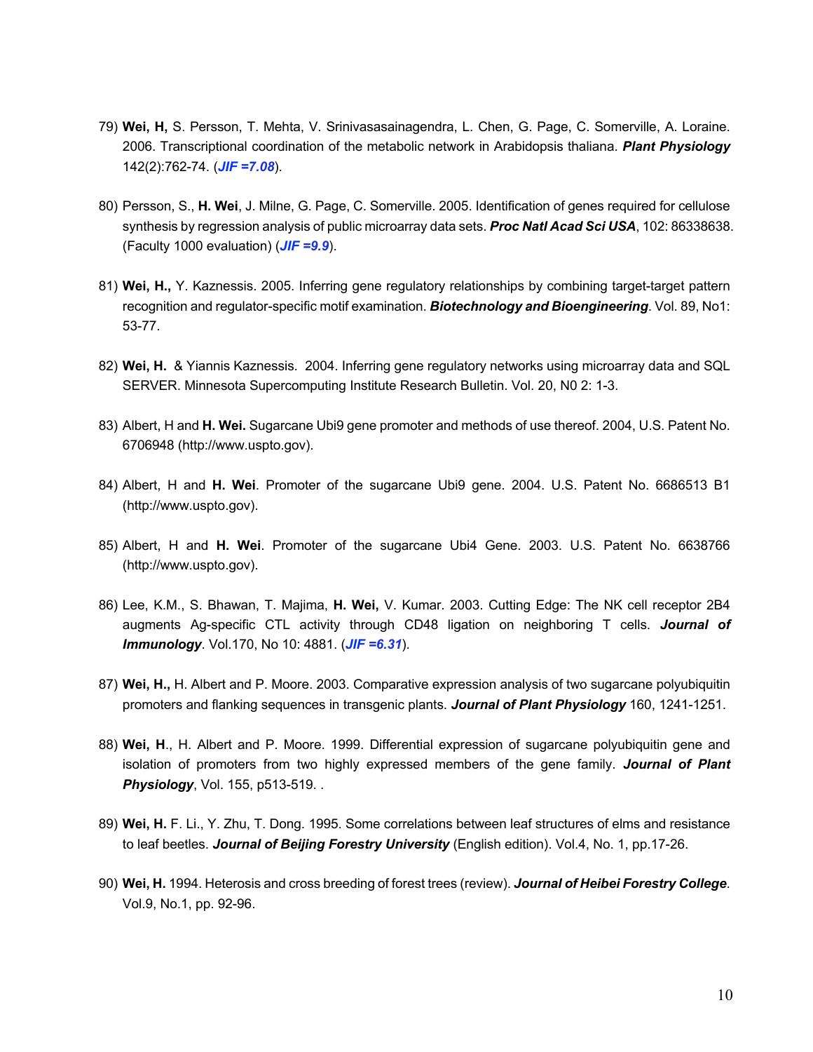79) **Wei, H,** S. Persson, T. Mehta, V. Srinivasasainagendra, L. Chen, G. Page, C. Somerville, A. Loraine. 2006. Transcriptional coordination of the metabolic network in Arabidopsis thaliana. ***Plant Physiology*** 142(2):762-74. (***JIF =7.08***).

80) Persson, S., **H. Wei**, J. Milne, G. Page, C. Somerville. 2005. Identification of genes required for cellulose synthesis by regression analysis of public microarray data sets. ***Proc Natl Acad Sci USA***, 102: 86338638. (Faculty 1000 evaluation) (***JIF =9.9***).

81) **Wei, H.,** Y. Kaznessis. 2005. Inferring gene regulatory relationships by combining target-target pattern recognition and regulator-specific motif examination. ***Biotechnology and Bioengineering***. Vol. 89, No1: 53-77.

82) **Wei, H.** & Yiannis Kaznessis. 2004. Inferring gene regulatory networks using microarray data and SQL SERVER. Minnesota Supercomputing Institute Research Bulletin. Vol. 20, N0 2: 1-3.

83) Albert, H and **H. Wei.** Sugarcane Ubi9 gene promoter and methods of use thereof. 2004, U.S. Patent No. 6706948 (http://www.uspto.gov).

84) Albert, H and **H. Wei**. Promoter of the sugarcane Ubi9 gene. 2004. U.S. Patent No. 6686513 B1 (http://www.uspto.gov).

85) Albert, H and **H. Wei**. Promoter of the sugarcane Ubi4 Gene. 2003. U.S. Patent No. 6638766 (http://www.uspto.gov).

86) Lee, K.M., S. Bhawan, T. Majima, **H. Wei,** V. Kumar. 2003. Cutting Edge: The NK cell receptor 2B4 augments Ag-specific CTL activity through CD48 ligation on neighboring T cells. ***Journal of Immunology***. Vol.170, No 10: 4881. (***JIF =6.31***).

87) **Wei, H.,** H. Albert and P. Moore. 2003. Comparative expression analysis of two sugarcane polyubiquitin promoters and flanking sequences in transgenic plants. ***Journal of Plant Physiology*** 160, 1241-1251.

88) **Wei, H**., H. Albert and P. Moore. 1999. Differential expression of sugarcane polyubiquitin gene and isolation of promoters from two highly expressed members of the gene family. ***Journal of Plant Physiology***, Vol. 155, p513-519. .

89) **Wei, H.** F. Li., Y. Zhu, T. Dong. 1995. Some correlations between leaf structures of elms and resistance to leaf beetles. ***Journal of Beijing Forestry University*** (English edition). Vol.4, No. 1, pp.17-26.

90) **Wei, H.** 1994. Heterosis and cross breeding of forest trees (review). ***Journal of Heibei Forestry College***. Vol.9, No.1, pp. 92-96.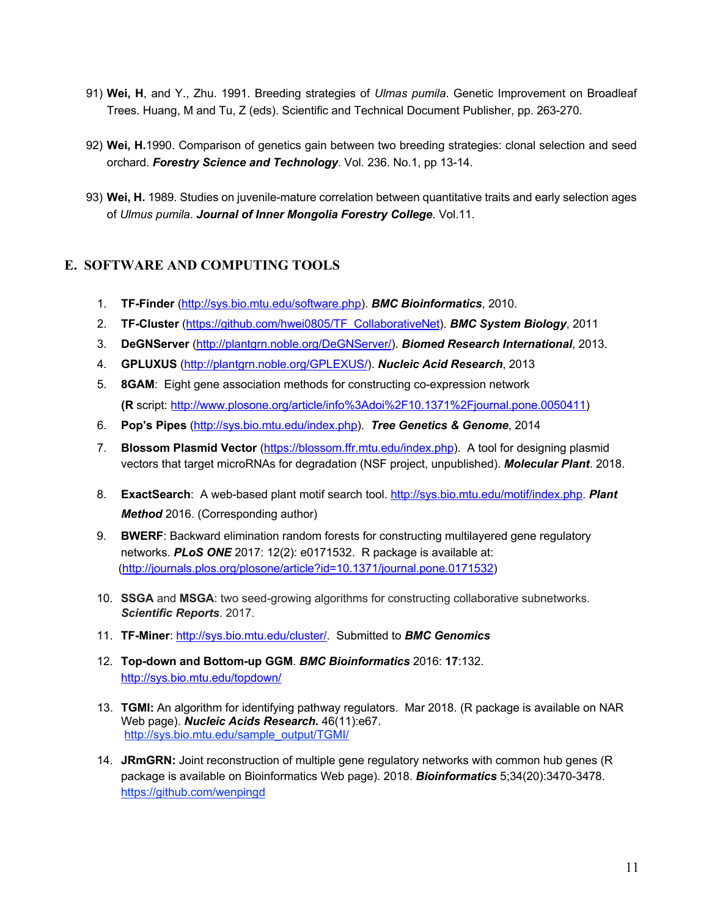91) **Wei, H**, and Y., Zhu. 1991. Breeding strategies of *Ulmas pumila*. Genetic Improvement on Broadleaf Trees. Huang, M and Tu, Z (eds). Scientific and Technical Document Publisher, pp. 263-270.

92) **Wei, H.**1990. Comparison of genetics gain between two breeding strategies: clonal selection and seed orchard. ***Forestry Science and Technology***. Vol. 236. No.1, pp 13-14.

93) **Wei, H.** 1989. Studies on juvenile-mature correlation between quantitative traits and early selection ages of *Ulmus pumila*. ***Journal of Inner Mongolia Forestry College***. Vol.11.

## E. SOFTWARE AND COMPUTING TOOLS

1. **TF-Finder** (http://sys.bio.mtu.edu/software.php). ***BMC Bioinformatics***, 2010.
2. **TF-Cluster** (https://github.com/hwei0805/TF_CollaborativeNet). ***BMC System Biology***, 2011
3. **DeGNServer** (http://plantgrn.noble.org/DeGNServer/). ***Biomed Research International***, 2013.
4. **GPLUXUS** (http://plantgrn.noble.org/GPLEXUS/). ***Nucleic Acid Research***, 2013
5. **8GAM**: Eight gene association methods for constructing co-expression network **(R** script: http://www.plosone.org/article/info%3Adoi%2F10.1371%2Fjournal.pone.0050411)
6. **Pop's Pipes** (http://sys.bio.mtu.edu/index.php). ***Tree Genetics & Genome***, 2014
7. **Blossom Plasmid Vector** (https://blossom.ffr.mtu.edu/index.php). A tool for designing plasmid vectors that target microRNAs for degradation (NSF project, unpublished). ***Molecular Plant***. 2018.
8. **ExactSearch**: A web-based plant motif search tool. http://sys.bio.mtu.edu/motif/index.php. ***Plant Method*** 2016. (Corresponding author)
9. **BWERF**: Backward elimination random forests for constructing multilayered gene regulatory networks. ***PLoS ONE*** 2017: 12(2): e0171532. R package is available at: (http://journals.plos.org/plosone/article?id=10.1371/journal.pone.0171532)
10. **SSGA** and **MSGA**: two seed-growing algorithms for constructing collaborative subnetworks. ***Scientific Reports***. 2017.
11. **TF-Miner**: http://sys.bio.mtu.edu/cluster/. Submitted to ***BMC Genomics***
12. **Top-down and Bottom-up GGM**. ***BMC Bioinformatics*** 2016: **17**:132. http://sys.bio.mtu.edu/topdown/
13. **TGMI:** An algorithm for identifying pathway regulators. Mar 2018. (R package is available on NAR Web page). ***Nucleic Acids Research.*** 46(11):e67. http://sys.bio.mtu.edu/sample_output/TGMI/
14. **JRmGRN:** Joint reconstruction of multiple gene regulatory networks with common hub genes (R package is available on Bioinformatics Web page). 2018. ***Bioinformatics*** 5;34(20):3470-3478. https://github.com/wenpingd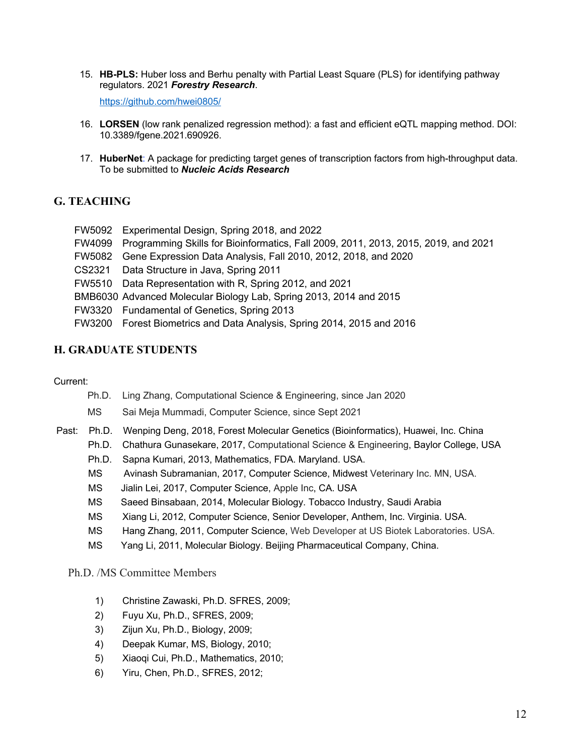15. **HB-PLS:** Huber loss and Berhu penalty with Partial Least Square (PLS) for identifying pathway regulators. 2021 ***Forestry Research***.

    https://github.com/hwei0805/

16. **LORSEN** (low rank penalized regression method): a fast and efficient eQTL mapping method. DOI: 10.3389/fgene.2021.690926.

17. **HuberNet**: A package for predicting target genes of transcription factors from high-throughput data. To be submitted to ***Nucleic Acids Research***

## G. TEACHING

FW5092 Experimental Design, Spring 2018, and 2022
FW4099 Programming Skills for Bioinformatics, Fall 2009, 2011, 2013, 2015, 2019, and 2021
FW5082 Gene Expression Data Analysis, Fall 2010, 2012, 2018, and 2020
CS2321 Data Structure in Java, Spring 2011
FW5510 Data Representation with R, Spring 2012, and 2021
BMB6030 Advanced Molecular Biology Lab, Spring 2013, 2014 and 2015
FW3320 Fundamental of Genetics, Spring 2013
FW3200 Forest Biometrics and Data Analysis, Spring 2014, 2015 and 2016

## H. GRADUATE STUDENTS

Current:

- Ph.D. Ling Zhang, Computational Science & Engineering, since Jan 2020
- MS Sai Meja Mummadi, Computer Science, since Sept 2021

Past:

- Ph.D. Wenping Deng, 2018, Forest Molecular Genetics (Bioinformatics), Huawei, Inc. China
- Ph.D. Chathura Gunasekare, 2017, Computational Science & Engineering, Baylor College, USA
- Ph.D. Sapna Kumari, 2013, Mathematics, FDA. Maryland. USA.
- MS Avinash Subramanian, 2017, Computer Science, Midwest Veterinary Inc. MN, USA.
- MS Jialin Lei, 2017, Computer Science, Apple Inc, CA. USA
- MS Saeed Binsabaan, 2014, Molecular Biology. Tobacco Industry, Saudi Arabia
- MS Xiang Li, 2012, Computer Science, Senior Developer, Anthem, Inc. Virginia. USA.
- MS Hang Zhang, 2011, Computer Science, Web Developer at US Biotek Laboratories. USA.
- MS Yang Li, 2011, Molecular Biology. Beijing Pharmaceutical Company, China.

Ph.D. /MS Committee Members

1) Christine Zawaski, Ph.D. SFRES, 2009;
2) Fuyu Xu, Ph.D., SFRES, 2009;
3) Zijun Xu, Ph.D., Biology, 2009;
4) Deepak Kumar, MS, Biology, 2010;
5) Xiaoqi Cui, Ph.D., Mathematics, 2010;
6) Yiru, Chen, Ph.D., SFRES, 2012;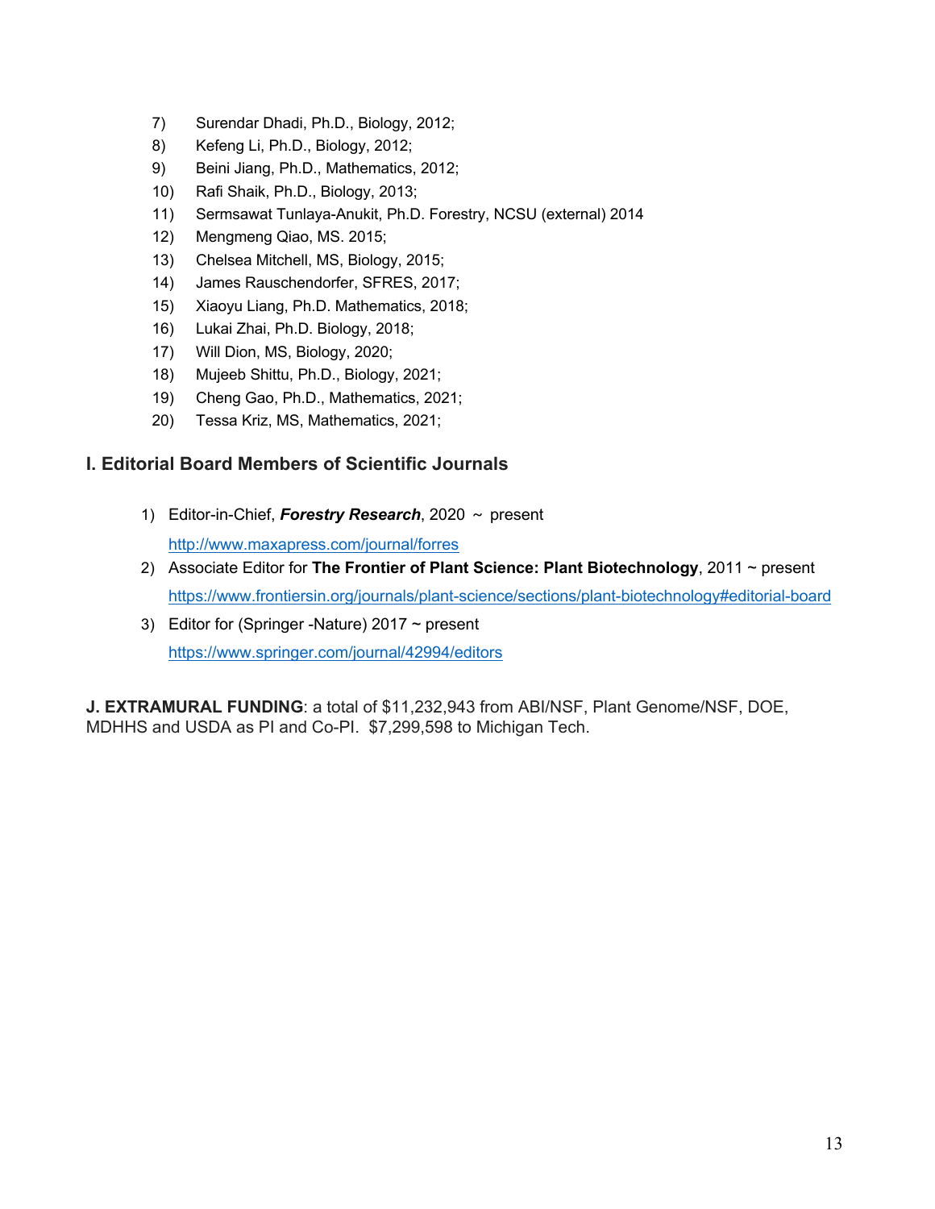7) Surendar Dhadi, Ph.D., Biology, 2012;
8) Kefeng Li, Ph.D., Biology, 2012;
9) Beini Jiang, Ph.D., Mathematics, 2012;
10) Rafi Shaik, Ph.D., Biology, 2013;
11) Sermsawat Tunlaya-Anukit, Ph.D. Forestry, NCSU (external) 2014
12) Mengmeng Qiao, MS. 2015;
13) Chelsea Mitchell, MS, Biology, 2015;
14) James Rauschendorfer, SFRES, 2017;
15) Xiaoyu Liang, Ph.D. Mathematics, 2018;
16) Lukai Zhai, Ph.D. Biology, 2018;
17) Will Dion, MS, Biology, 2020;
18) Mujeeb Shittu, Ph.D., Biology, 2021;
19) Cheng Gao, Ph.D., Mathematics, 2021;
20) Tessa Kriz, MS, Mathematics, 2021;

## I. Editorial Board Members of Scientific Journals

1) Editor-in-Chief, ***Forestry Research***, 2020 ~ present
   http://www.maxapress.com/journal/forres
2) Associate Editor for **The Frontier of Plant Science: Plant Biotechnology**, 2011 ~ present
   https://www.frontiersin.org/journals/plant-science/sections/plant-biotechnology#editorial-board
3) Editor for (Springer -Nature) 2017 ~ present
   https://www.springer.com/journal/42994/editors

**J. EXTRAMURAL FUNDING**: a total of $11,232,943 from ABI/NSF, Plant Genome/NSF, DOE, MDHHS and USDA as PI and Co-PI. $7,299,598 to Michigan Tech.